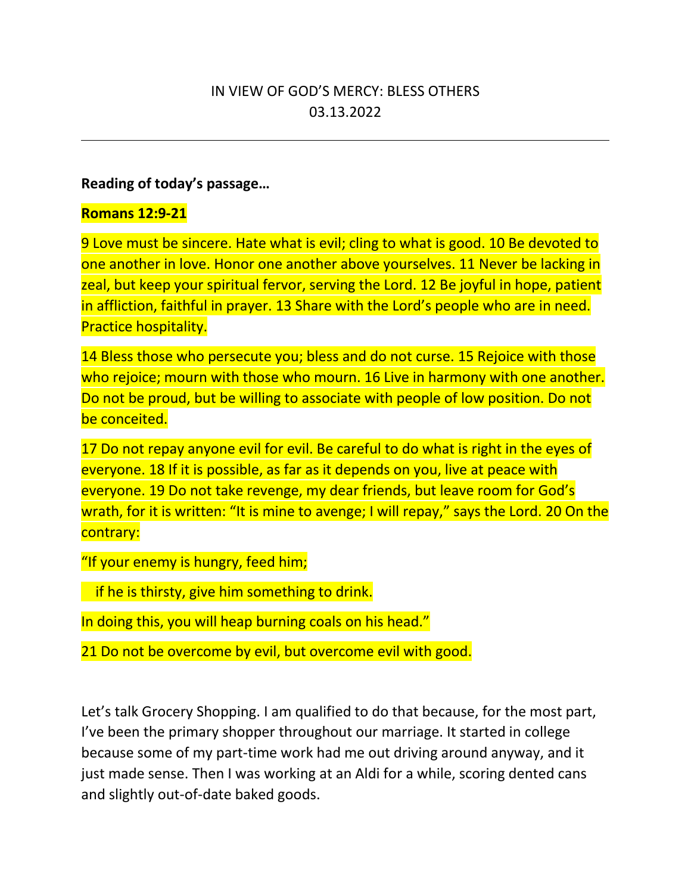# IN VIEW OF GOD'S MERCY: BLESS OTHERS
## 03.13.2022

---

**Reading of today's passage…**

**Romans 12:9-21**

9 Love must be sincere. Hate what is evil; cling to what is good. 10 Be devoted to one another in love. Honor one another above yourselves. 11 Never be lacking in zeal, but keep your spiritual fervor, serving the Lord. 12 Be joyful in hope, patient in affliction, faithful in prayer. 13 Share with the Lord's people who are in need. Practice hospitality.

14 Bless those who persecute you; bless and do not curse. 15 Rejoice with those who rejoice; mourn with those who mourn. 16 Live in harmony with one another. Do not be proud, but be willing to associate with people of low position. Do not be conceited.

17 Do not repay anyone evil for evil. Be careful to do what is right in the eyes of everyone. 18 If it is possible, as far as it depends on you, live at peace with everyone. 19 Do not take revenge, my dear friends, but leave room for God's wrath, for it is written: "It is mine to avenge; I will repay," says the Lord. 20 On the contrary:

"If your enemy is hungry, feed him;

if he is thirsty, give him something to drink.

In doing this, you will heap burning coals on his head."

21 Do not be overcome by evil, but overcome evil with good.

Let's talk Grocery Shopping. I am qualified to do that because, for the most part, I've been the primary shopper throughout our marriage. It started in college because some of my part-time work had me out driving around anyway, and it just made sense. Then I was working at an Aldi for a while, scoring dented cans and slightly out-of-date baked goods.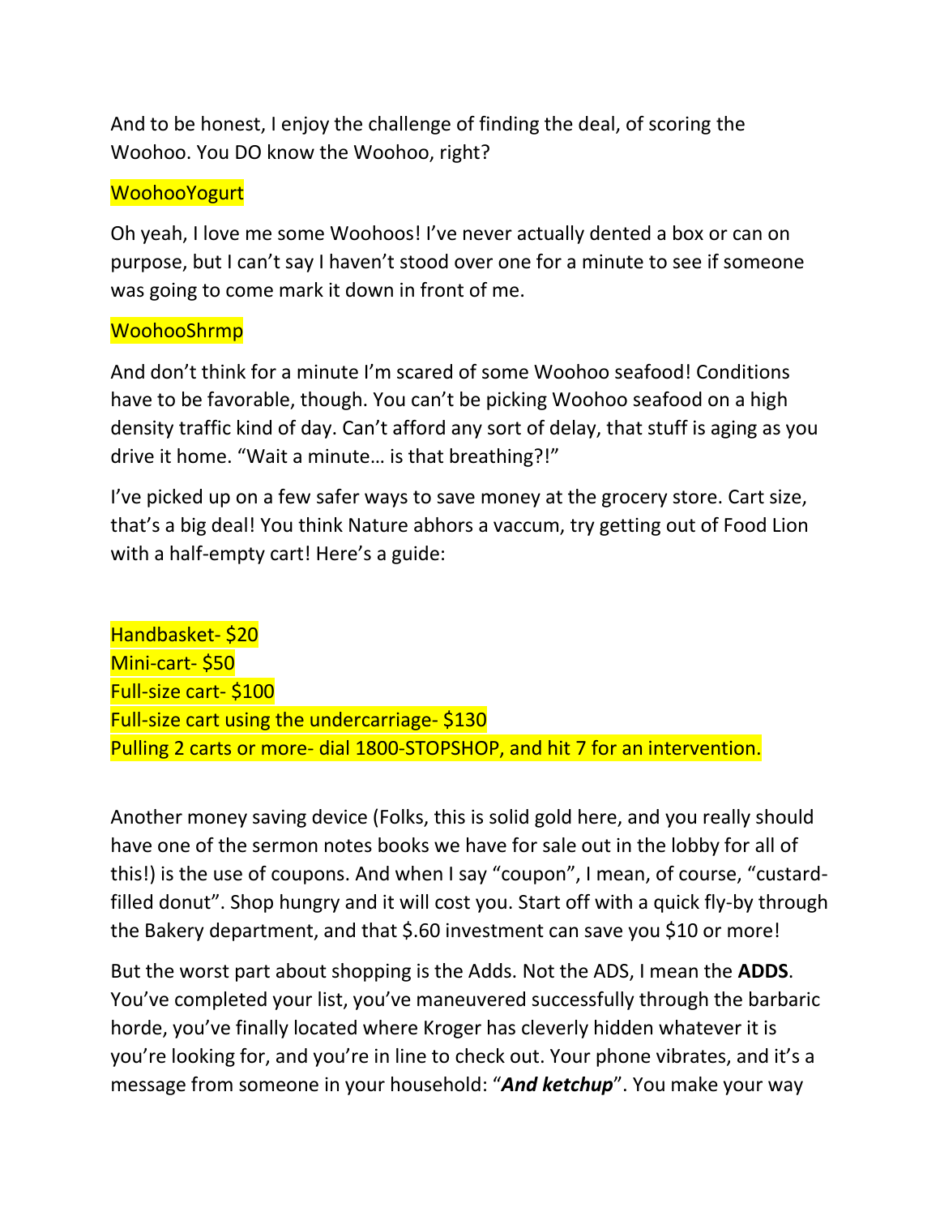And to be honest, I enjoy the challenge of finding the deal, of scoring the Woohoo. You DO know the Woohoo, right?

WoohooYogurt

Oh yeah, I love me some Woohoos! I've never actually dented a box or can on purpose, but I can't say I haven't stood over one for a minute to see if someone was going to come mark it down in front of me.

WoohooShrmp

And don't think for a minute I'm scared of some Woohoo seafood! Conditions have to be favorable, though. You can't be picking Woohoo seafood on a high density traffic kind of day. Can't afford any sort of delay, that stuff is aging as you drive it home. "Wait a minute… is that breathing?!"

I've picked up on a few safer ways to save money at the grocery store. Cart size, that's a big deal! You think Nature abhors a vaccum, try getting out of Food Lion with a half-empty cart! Here's a guide:

Handbasket- $20
Mini-cart- $50
Full-size cart- $100
Full-size cart using the undercarriage- $130
Pulling 2 carts or more- dial 1800-STOPSHOP, and hit 7 for an intervention.

Another money saving device (Folks, this is solid gold here, and you really should have one of the sermon notes books we have for sale out in the lobby for all of this!) is the use of coupons. And when I say "coupon", I mean, of course, "custard-filled donut". Shop hungry and it will cost you. Start off with a quick fly-by through the Bakery department, and that $.60 investment can save you $10 or more!

But the worst part about shopping is the Adds. Not the ADS, I mean the **ADDS**. You've completed your list, you've maneuvered successfully through the barbaric horde, you've finally located where Kroger has cleverly hidden whatever it is you're looking for, and you're in line to check out. Your phone vibrates, and it's a message from someone in your household: "***And ketchup***". You make your way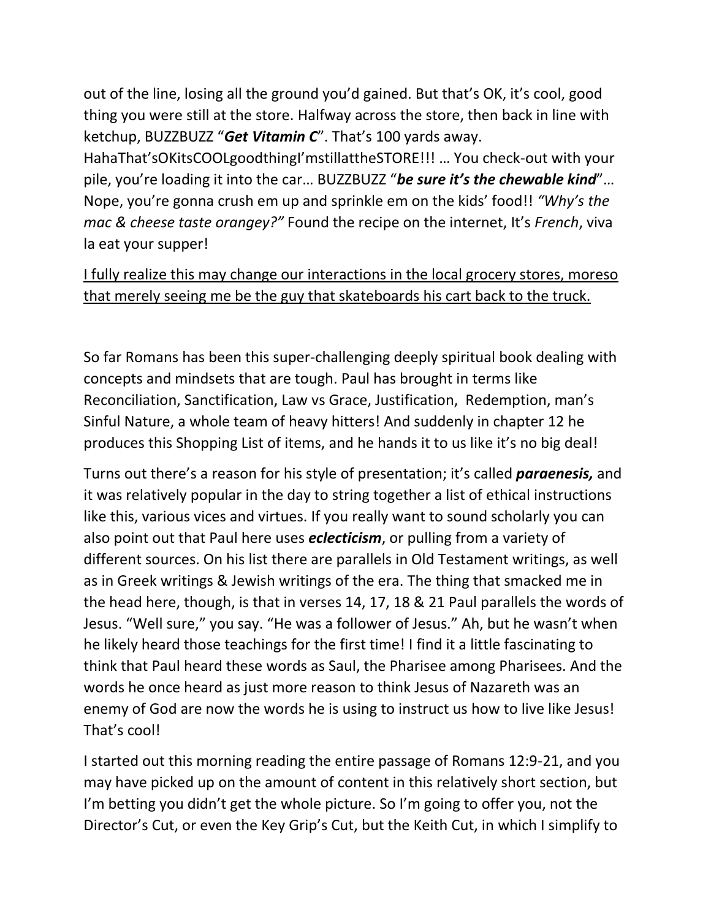out of the line, losing all the ground you'd gained. But that's OK, it's cool, good thing you were still at the store. Halfway across the store, then back in line with ketchup, BUZZBUZZ "***Get Vitamin C***". That's 100 yards away. HahaThat'sOKitsCOOLgoodthingI'mstillattheSTORE!!! … You check-out with your pile, you're loading it into the car… BUZZBUZZ "***be sure it's the chewable kind***"… Nope, you're gonna crush em up and sprinkle em on the kids' food!! *"Why's the mac & cheese taste orangey?"* Found the recipe on the internet, It's *French*, viva la eat your supper!

<u>I fully realize this may change our interactions in the local grocery stores, moreso that merely seeing me be the guy that skateboards his cart back to the truck.</u>

So far Romans has been this super-challenging deeply spiritual book dealing with concepts and mindsets that are tough. Paul has brought in terms like Reconciliation, Sanctification, Law vs Grace, Justification, Redemption, man's Sinful Nature, a whole team of heavy hitters! And suddenly in chapter 12 he produces this Shopping List of items, and he hands it to us like it's no big deal!

Turns out there's a reason for his style of presentation; it's called ***paraenesis,*** and it was relatively popular in the day to string together a list of ethical instructions like this, various vices and virtues. If you really want to sound scholarly you can also point out that Paul here uses ***eclecticism***, or pulling from a variety of different sources. On his list there are parallels in Old Testament writings, as well as in Greek writings & Jewish writings of the era. The thing that smacked me in the head here, though, is that in verses 14, 17, 18 & 21 Paul parallels the words of Jesus. "Well sure," you say. "He was a follower of Jesus." Ah, but he wasn't when he likely heard those teachings for the first time! I find it a little fascinating to think that Paul heard these words as Saul, the Pharisee among Pharisees. And the words he once heard as just more reason to think Jesus of Nazareth was an enemy of God are now the words he is using to instruct us how to live like Jesus! That's cool!

I started out this morning reading the entire passage of Romans 12:9-21, and you may have picked up on the amount of content in this relatively short section, but I'm betting you didn't get the whole picture. So I'm going to offer you, not the Director's Cut, or even the Key Grip's Cut, but the Keith Cut, in which I simplify to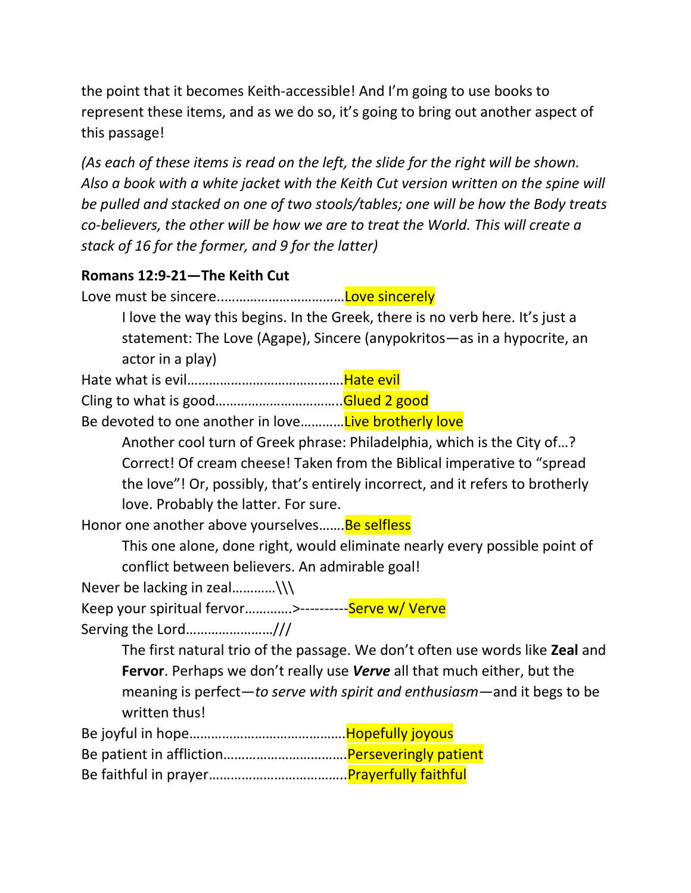the point that it becomes Keith-accessible! And I'm going to use books to represent these items, and as we do so, it's going to bring out another aspect of this passage!

*(As each of these items is read on the left, the slide for the right will be shown. Also a book with a white jacket with the Keith Cut version written on the spine will be pulled and stacked on one of two stools/tables; one will be how the Body treats co-believers, the other will be how we are to treat the World. This will create a stack of 16 for the former, and 9 for the latter)*

**Romans 12:9-21—The Keith Cut**

Love must be sincere..................................Love sincerely

> I love the way this begins. In the Greek, there is no verb here. It's just a statement: The Love (Agape), Sincere (anypokritos—as in a hypocrite, an actor in a play)

Hate what is evil..........................................Hate evil

Cling to what is good..................................Glued 2 good

Be devoted to one another in love............Live brotherly love

> Another cool turn of Greek phrase: Philadelphia, which is the City of…? Correct! Of cream cheese! Taken from the Biblical imperative to "spread the love"! Or, possibly, that's entirely incorrect, and it refers to brotherly love. Probably the latter. For sure.

Honor one another above yourselves.......Be selfless

> This one alone, done right, would eliminate nearly every possible point of conflict between believers. An admirable goal!

Never be lacking in zeal............\\\

Keep your spiritual fervor.............>----------Serve w/ Verve

Serving the Lord........................///

> The first natural trio of the passage. We don't often use words like **Zeal** and **Fervor**. Perhaps we don't really use ***Verve*** all that much either, but the meaning is perfect—*to serve with spirit and enthusiasm*—and it begs to be written thus!

Be joyful in hope..........................................Hopefully joyous

Be patient in affliction.................................Perseveringly patient

Be faithful in prayer.....................................Prayerfully faithful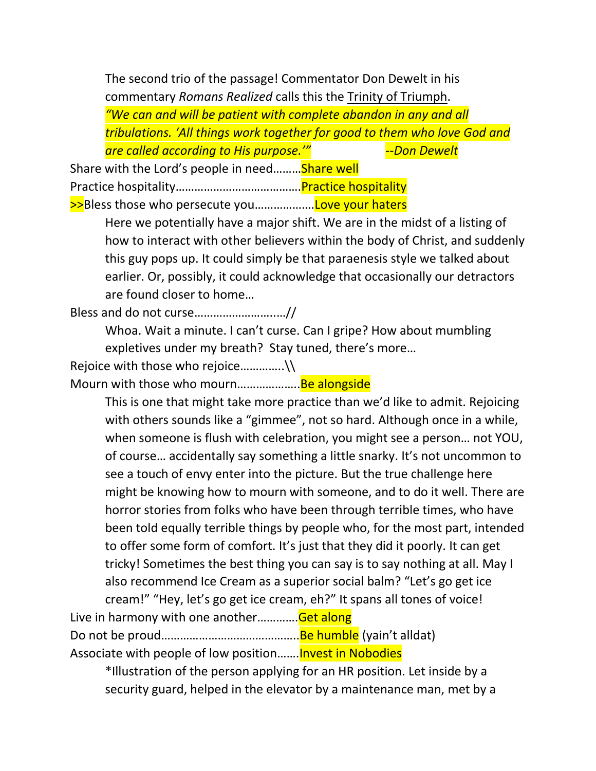The second trio of the passage! Commentator Don Dewelt in his commentary *Romans Realized* calls this the Trinity of Triumph.

*"We can and will be patient with complete abandon in any and all tribulations. 'All things work together for good to them who love God and are called according to His purpose.'"* *--Don Dewelt*

Share with the Lord's people in need………Share well

Practice hospitality…………………………………Practice hospitality

>>Bless those who persecute you………………Love your haters

Here we potentially have a major shift. We are in the midst of a listing of how to interact with other believers within the body of Christ, and suddenly this guy pops up. It could simply be that paraenesis style we talked about earlier. Or, possibly, it could acknowledge that occasionally our detractors are found closer to home…

Bless and do not curse……………………….//

Whoa. Wait a minute. I can't curse. Can I gripe? How about mumbling expletives under my breath? Stay tuned, there's more…

Rejoice with those who rejoice………….\\

Mourn with those who mourn………………..Be alongside

This is one that might take more practice than we'd like to admit. Rejoicing with others sounds like a "gimmee", not so hard. Although once in a while, when someone is flush with celebration, you might see a person… not YOU, of course… accidentally say something a little snarky. It's not uncommon to see a touch of envy enter into the picture. But the true challenge here might be knowing how to mourn with someone, and to do it well. There are horror stories from folks who have been through terrible times, who have been told equally terrible things by people who, for the most part, intended to offer some form of comfort. It's just that they did it poorly. It can get tricky! Sometimes the best thing you can say is to say nothing at all. May I also recommend Ice Cream as a superior social balm? "Let's go get ice cream!" "Hey, let's go get ice cream, eh?" It spans all tones of voice!

Live in harmony with one another…………Get along

Do not be proud……………………………………Be humble (yain't alldat)

Associate with people of low position…….Invest in Nobodies

*Illustration of the person applying for an HR position. Let inside by a security guard, helped in the elevator by a maintenance man, met by a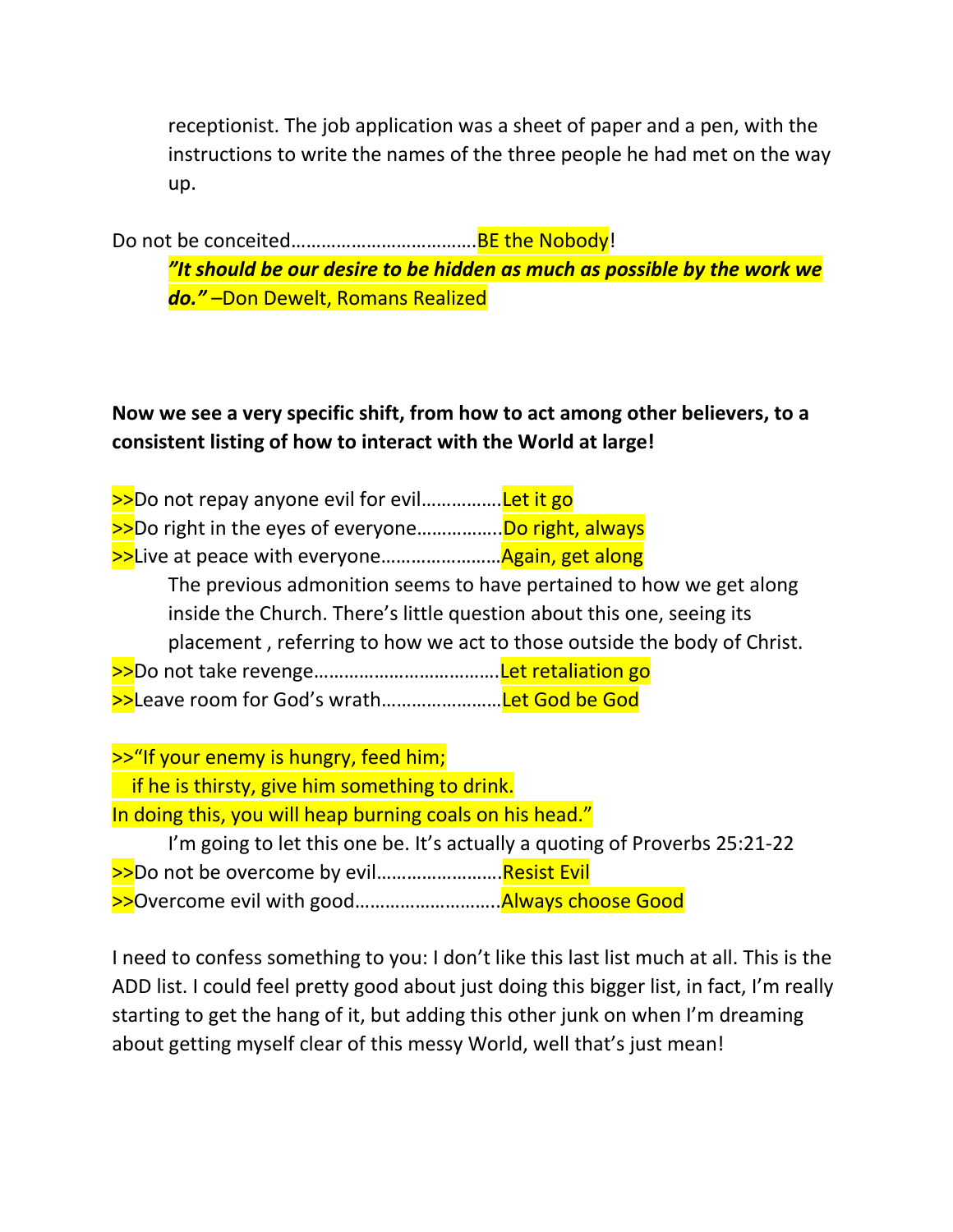receptionist. The job application was a sheet of paper and a pen, with the instructions to write the names of the three people he had met on the way up.

Do not be conceited………………………………BE the Nobody!

> ***"It should be our desire to be hidden as much as possible by the work we do."*** –Don Dewelt, Romans Realized

**Now we see a very specific shift, from how to act among other believers, to a consistent listing of how to interact with the World at large!**

>>Do not repay anyone evil for evil……………Let it go

>>Do right in the eyes of everyone……………Do right, always

>>Live at peace with everyone……………………Again, get along

> The previous admonition seems to have pertained to how we get along inside the Church. There's little question about this one, seeing its placement , referring to how we act to those outside the body of Christ.

>>Do not take revenge………………………………Let retaliation go

>>Leave room for God's wrath……………………Let God be God

>>"If your enemy is hungry, feed him;
  if he is thirsty, give him something to drink.
In doing this, you will heap burning coals on his head."

> I'm going to let this one be. It's actually a quoting of Proverbs 25:21-22

>>Do not be overcome by evil……………………Resist Evil

>>Overcome evil with good………………………Always choose Good

I need to confess something to you: I don't like this last list much at all. This is the ADD list. I could feel pretty good about just doing this bigger list, in fact, I'm really starting to get the hang of it, but adding this other junk on when I'm dreaming about getting myself clear of this messy World, well that's just mean!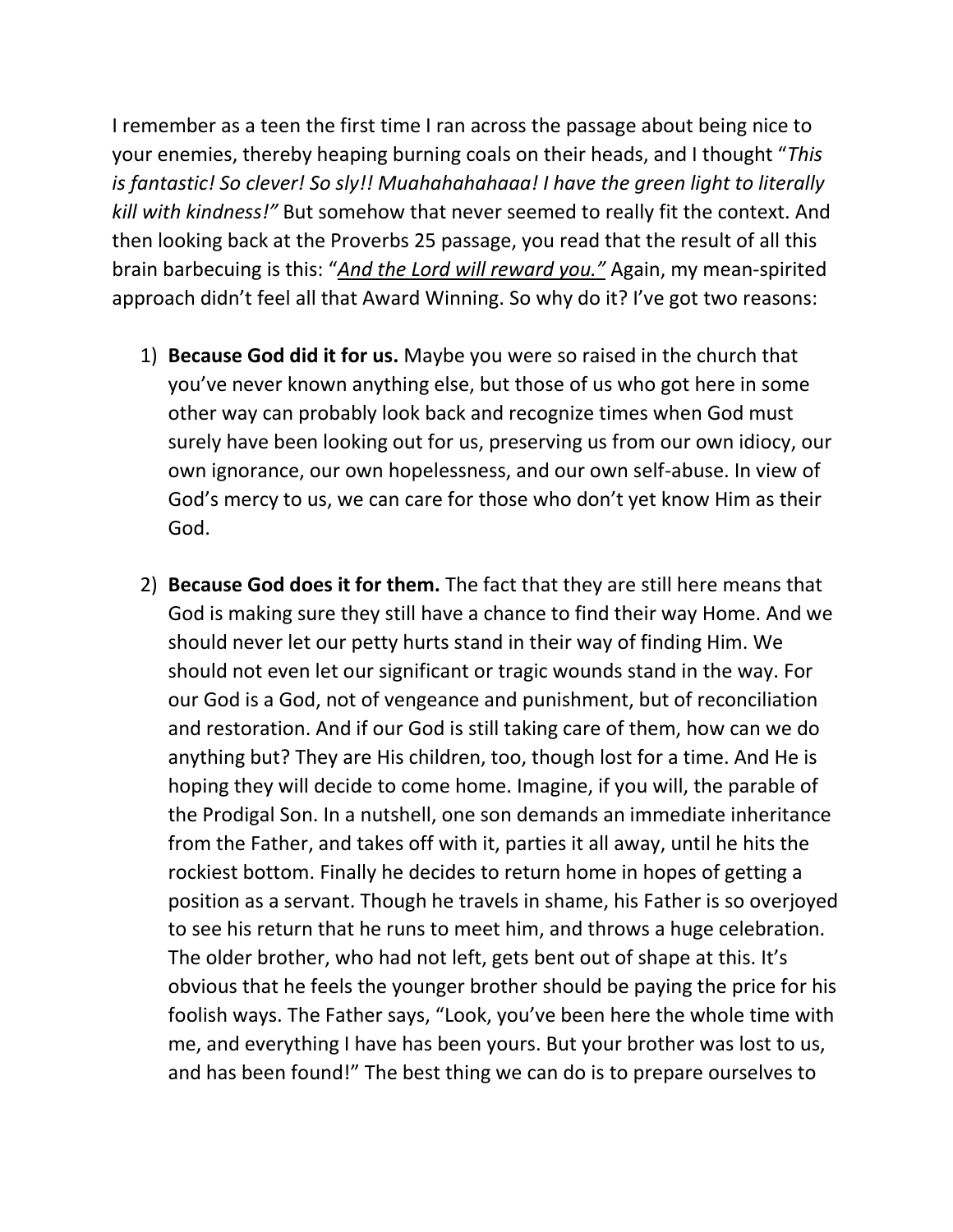I remember as a teen the first time I ran across the passage about being nice to your enemies, thereby heaping burning coals on their heads, and I thought "*This is fantastic! So clever! So sly!! Muahahahahaaa! I have the green light to literally kill with kindness!"* But somehow that never seemed to really fit the context. And then looking back at the Proverbs 25 passage, you read that the result of all this brain barbecuing is this: "*<u>And the Lord will reward you.</u>"* Again, my mean-spirited approach didn't feel all that Award Winning. So why do it? I've got two reasons:

1) **Because God did it for us.** Maybe you were so raised in the church that you've never known anything else, but those of us who got here in some other way can probably look back and recognize times when God must surely have been looking out for us, preserving us from our own idiocy, our own ignorance, our own hopelessness, and our own self-abuse. In view of God's mercy to us, we can care for those who don't yet know Him as their God.

2) **Because God does it for them.** The fact that they are still here means that God is making sure they still have a chance to find their way Home. And we should never let our petty hurts stand in their way of finding Him. We should not even let our significant or tragic wounds stand in the way. For our God is a God, not of vengeance and punishment, but of reconciliation and restoration. And if our God is still taking care of them, how can we do anything but? They are His children, too, though lost for a time. And He is hoping they will decide to come home. Imagine, if you will, the parable of the Prodigal Son. In a nutshell, one son demands an immediate inheritance from the Father, and takes off with it, parties it all away, until he hits the rockiest bottom. Finally he decides to return home in hopes of getting a position as a servant. Though he travels in shame, his Father is so overjoyed to see his return that he runs to meet him, and throws a huge celebration. The older brother, who had not left, gets bent out of shape at this. It's obvious that he feels the younger brother should be paying the price for his foolish ways. The Father says, "Look, you've been here the whole time with me, and everything I have has been yours. But your brother was lost to us, and has been found!" The best thing we can do is to prepare ourselves to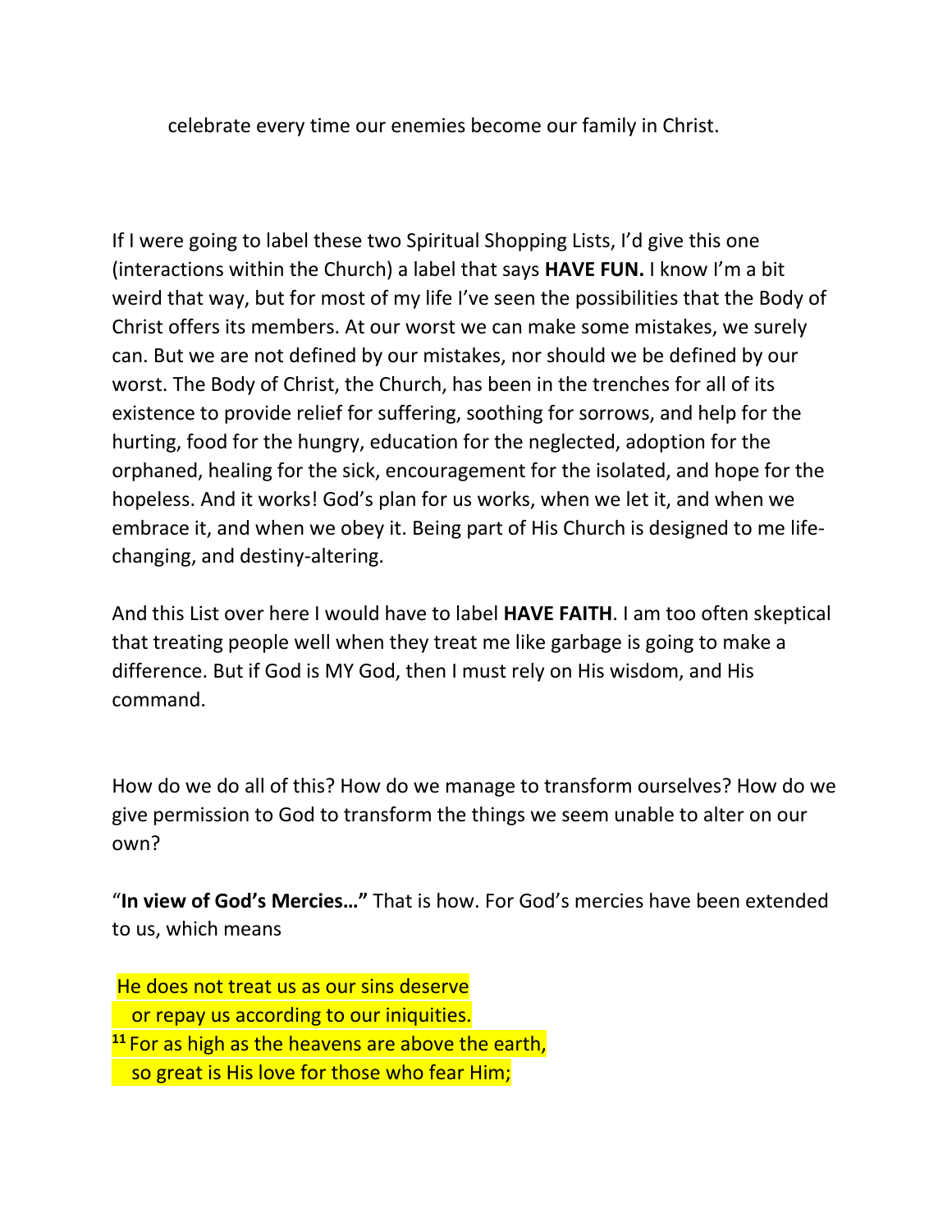celebrate every time our enemies become our family in Christ.

If I were going to label these two Spiritual Shopping Lists, I'd give this one (interactions within the Church) a label that says **HAVE FUN.** I know I'm a bit weird that way, but for most of my life I've seen the possibilities that the Body of Christ offers its members. At our worst we can make some mistakes, we surely can. But we are not defined by our mistakes, nor should we be defined by our worst. The Body of Christ, the Church, has been in the trenches for all of its existence to provide relief for suffering, soothing for sorrows, and help for the hurting, food for the hungry, education for the neglected, adoption for the orphaned, healing for the sick, encouragement for the isolated, and hope for the hopeless. And it works! God's plan for us works, when we let it, and when we embrace it, and when we obey it. Being part of His Church is designed to me life-changing, and destiny-altering.

And this List over here I would have to label **HAVE FAITH**. I am too often skeptical that treating people well when they treat me like garbage is going to make a difference. But if God is MY God, then I must rely on His wisdom, and His command.

How do we do all of this? How do we manage to transform ourselves? How do we give permission to God to transform the things we seem unable to alter on our own?

"**In view of God's Mercies…"** That is how. For God's mercies have been extended to us, which means

He does not treat us as our sins deserve
or repay us according to our iniquities.
[11] For as high as the heavens are above the earth,
so great is His love for those who fear Him;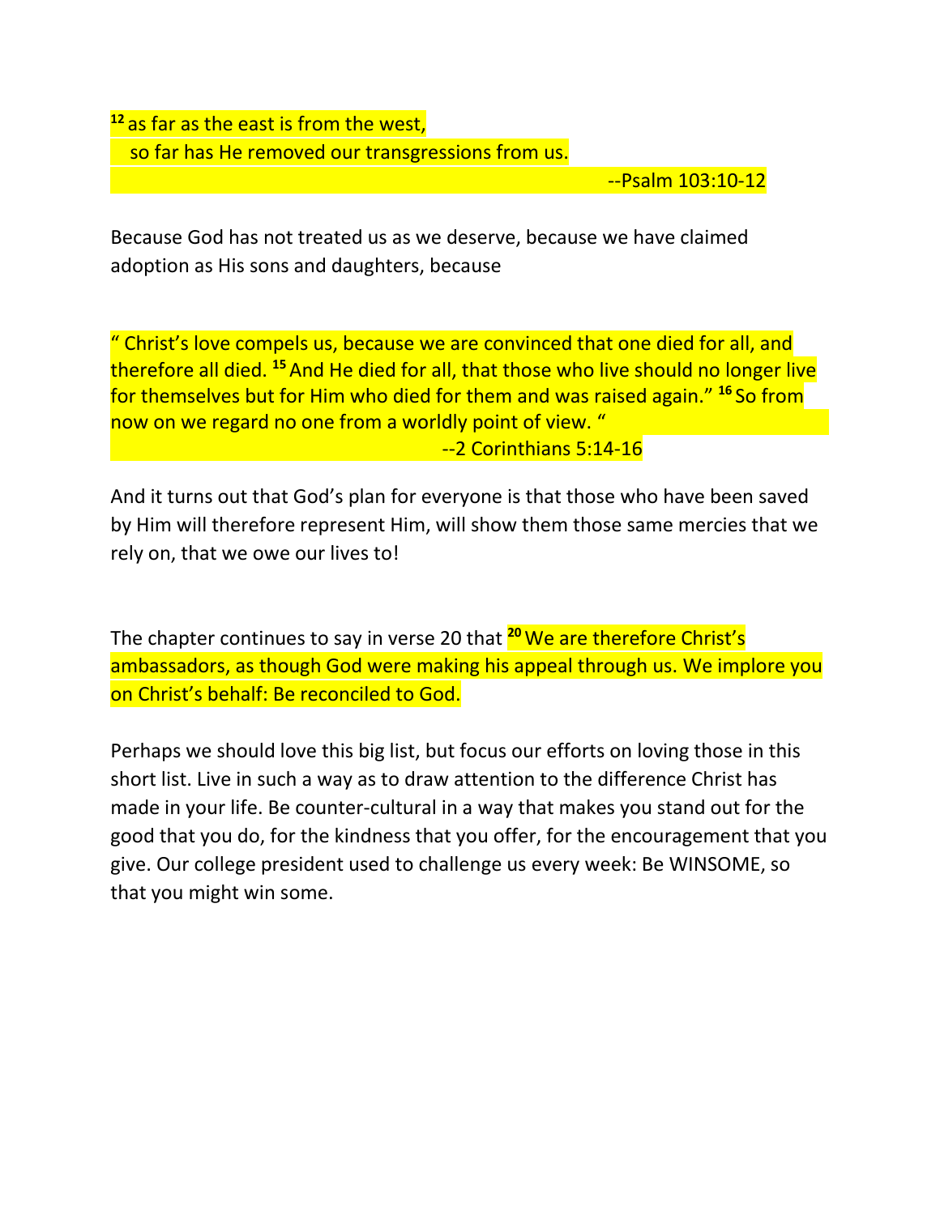[12] as far as the east is from the west,
so far has He removed our transgressions from us.

--Psalm 103:10-12

Because God has not treated us as we deserve, because we have claimed adoption as His sons and daughters, because

" Christ's love compels us, because we are convinced that one died for all, and therefore all died. [15] And He died for all, that those who live should no longer live for themselves but for Him who died for them and was raised again." [16] So from now on we regard no one from a worldly point of view. "

--2 Corinthians 5:14-16

And it turns out that God's plan for everyone is that those who have been saved by Him will therefore represent Him, will show them those same mercies that we rely on, that we owe our lives to!

The chapter continues to say in verse 20 that [20] We are therefore Christ's ambassadors, as though God were making his appeal through us. We implore you on Christ's behalf: Be reconciled to God.

Perhaps we should love this big list, but focus our efforts on loving those in this short list. Live in such a way as to draw attention to the difference Christ has made in your life. Be counter-cultural in a way that makes you stand out for the good that you do, for the kindness that you offer, for the encouragement that you give. Our college president used to challenge us every week: Be WINSOME, so that you might win some.